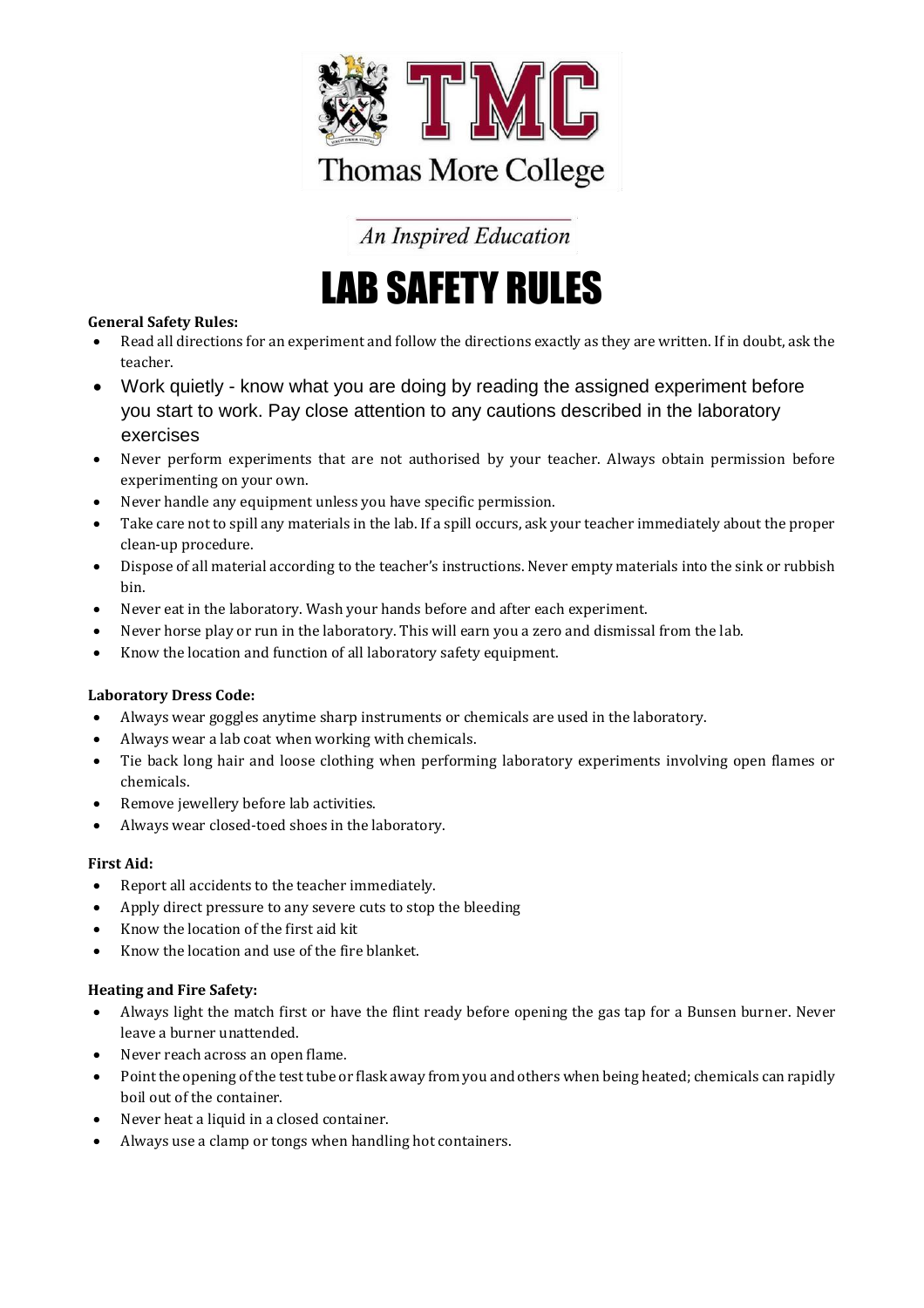# Thomas More College

*An Inspired Education*

# LAB SAFETY RULES

**General Safety Rules:**

- Read all directions for an experiment and follow the directions exactly as they are written. If in doubt, ask the teacher.
- Work quietly - know what you are doing by reading the assigned experiment before you start to work. Pay close attention to any cautions described in the laboratory exercises
- Never perform experiments that are not authorised by your teacher. Always obtain permission before experimenting on your own.
- Never handle any equipment unless you have specific permission.
- Take care not to spill any materials in the lab. If a spill occurs, ask your teacher immediately about the proper clean-up procedure.
- Dispose of all material according to the teacher's instructions. Never empty materials into the sink or rubbish bin.
- Never eat in the laboratory. Wash your hands before and after each experiment.
- Never horse play or run in the laboratory. This will earn you a zero and dismissal from the lab.
- Know the location and function of all laboratory safety equipment.

**Laboratory Dress Code:**

- Always wear goggles anytime sharp instruments or chemicals are used in the laboratory.
- Always wear a lab coat when working with chemicals.
- Tie back long hair and loose clothing when performing laboratory experiments involving open flames or chemicals.
- Remove jewellery before lab activities.
- Always wear closed-toed shoes in the laboratory.

**First Aid:**

- Report all accidents to the teacher immediately.
- Apply direct pressure to any severe cuts to stop the bleeding
- Know the location of the first aid kit
- Know the location and use of the fire blanket.

**Heating and Fire Safety:**

- Always light the match first or have the flint ready before opening the gas tap for a Bunsen burner. Never leave a burner unattended.
- Never reach across an open flame.
- Point the opening of the test tube or flask away from you and others when being heated; chemicals can rapidly boil out of the container.
- Never heat a liquid in a closed container.
- Always use a clamp or tongs when handling hot containers.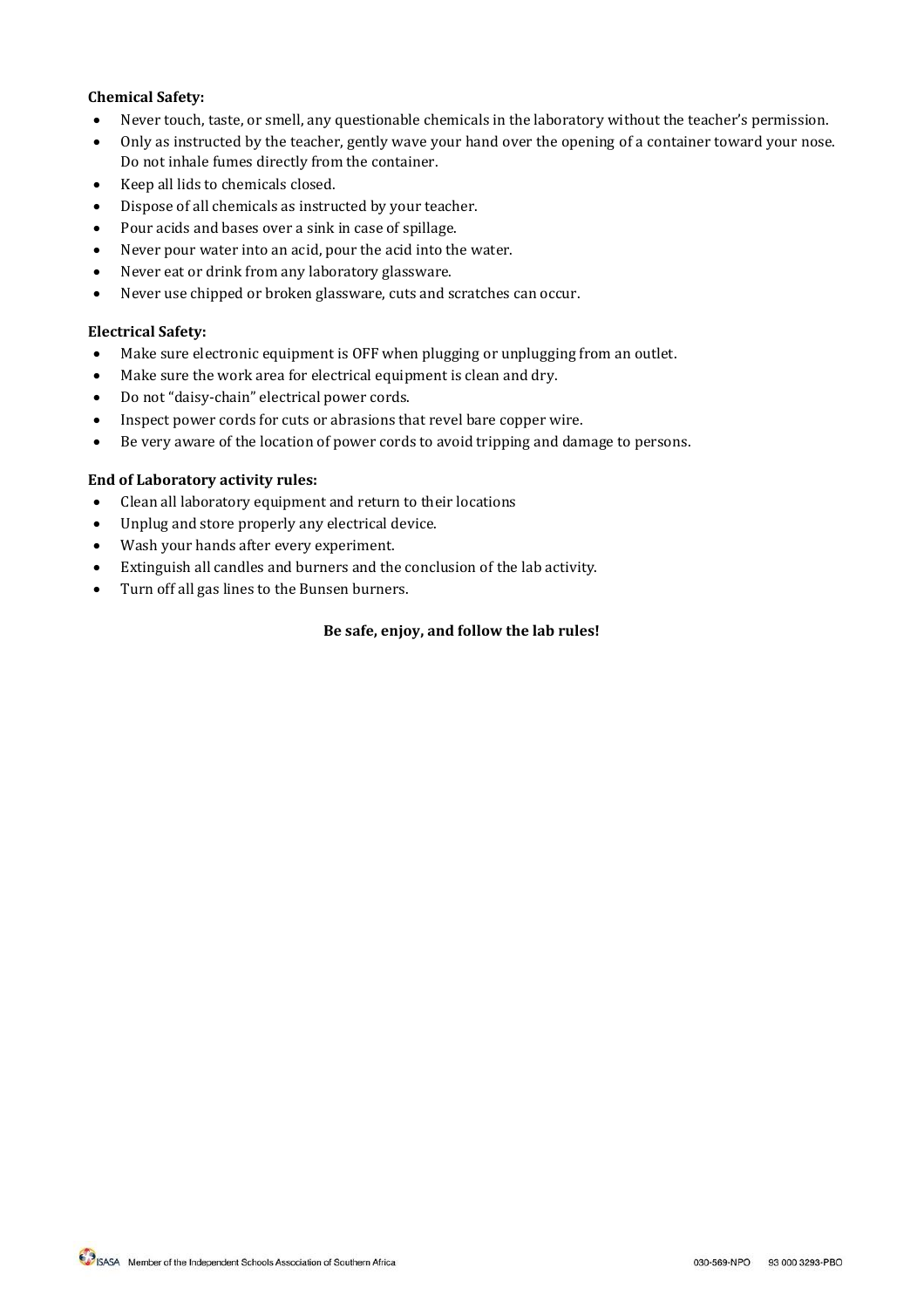**Chemical Safety:**

- Never touch, taste, or smell, any questionable chemicals in the laboratory without the teacher's permission.
- Only as instructed by the teacher, gently wave your hand over the opening of a container toward your nose. Do not inhale fumes directly from the container.
- Keep all lids to chemicals closed.
- Dispose of all chemicals as instructed by your teacher.
- Pour acids and bases over a sink in case of spillage.
- Never pour water into an acid, pour the acid into the water.
- Never eat or drink from any laboratory glassware.
- Never use chipped or broken glassware, cuts and scratches can occur.

**Electrical Safety:**

- Make sure electronic equipment is OFF when plugging or unplugging from an outlet.
- Make sure the work area for electrical equipment is clean and dry.
- Do not "daisy-chain" electrical power cords.
- Inspect power cords for cuts or abrasions that revel bare copper wire.
- Be very aware of the location of power cords to avoid tripping and damage to persons.

**End of Laboratory activity rules:**

- Clean all laboratory equipment and return to their locations
- Unplug and store properly any electrical device.
- Wash your hands after every experiment.
- Extinguish all candles and burners and the conclusion of the lab activity.
- Turn off all gas lines to the Bunsen burners.

**Be safe, enjoy, and follow the lab rules!**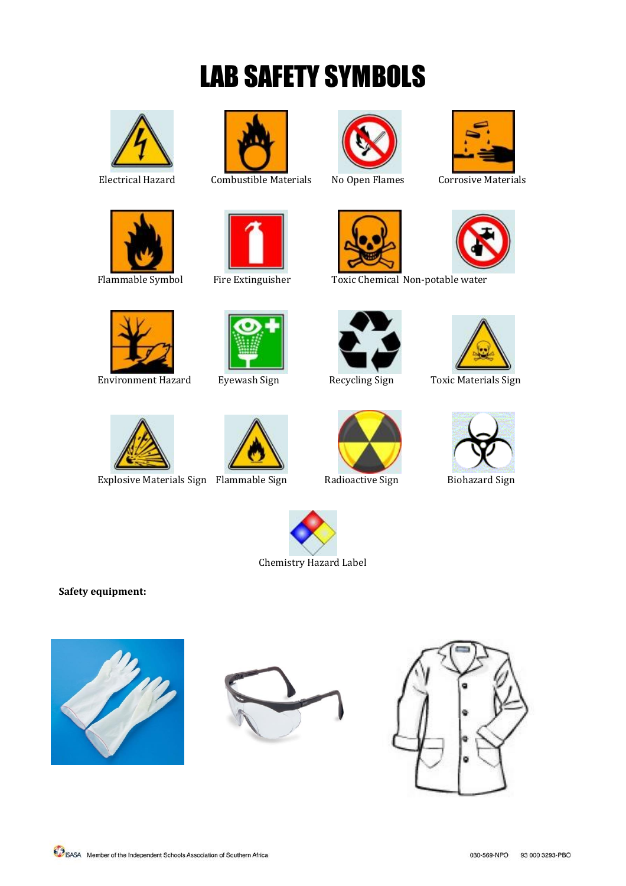# LAB SAFETY SYMBOLS

Electrical Hazard

Combustible Materials

No Open Flames

Corrosive Materials

Flammable Symbol

Fire Extinguisher

Toxic Chemical

Non-potable water

Environment Hazard

Eyewash Sign

Recycling Sign

Toxic Materials Sign

Explosive Materials Sign

Flammable Sign

Radioactive Sign

Biohazard Sign

Chemistry Hazard Label

**Safety equipment:**

ISASA Member of the Independent Schools Association of Southern Africa

030-569-NPO 93 000 3293-PBO